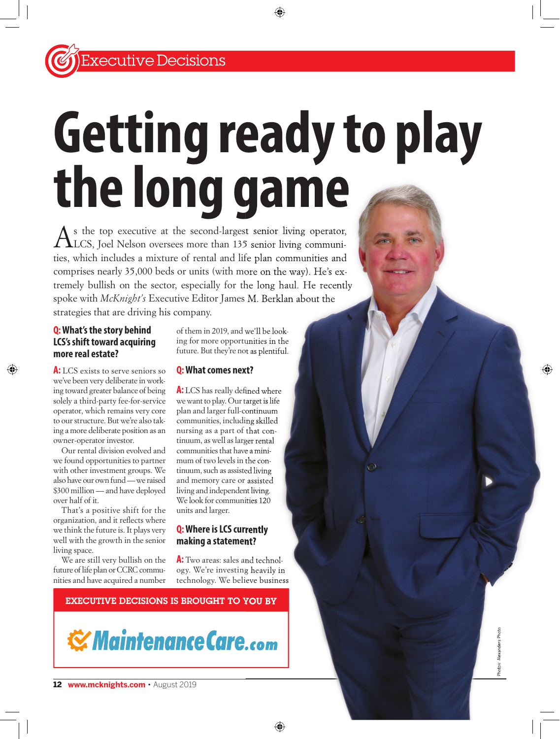Executive Decisions

# Getting ready to play the long game

As the top executive at the second-largest senior living operator, LCS, Joel Nelson oversees more than 135 senior living communities, which includes a mixture of rental and life plan communities and comprises nearly 35,000 beds or units (with more on the way). He's extremely bullish on the sector, especially for the long haul. He recently spoke with *McKnight's* Executive Editor James M. Berklan about the strategies that are driving his company.

**Q: What's the story behind LCS's shift toward acquiring more real estate?**

**A:** LCS exists to serve seniors so we've been very deliberate in working toward greater balance of being solely a third-party fee-for-service operator, which remains very core to our structure. But we're also taking a more deliberate position as an owner-operator investor.

Our rental division evolved and we found opportunities to partner with other investment groups. We also have our own fund — we raised $300 million — and have deployed over half of it.

That's a positive shift for the organization, and it reflects where we think the future is. It plays very well with the growth in the senior living space.

We are still very bullish on the future of life plan or CCRC communities and have acquired a number of them in 2019, and we'll be looking for more opportunities in the future. But they're not as plentiful.

**Q: What comes next?**

**A:** LCS has really defined where we want to play. Our target is life plan and larger full-continuum communities, including skilled nursing as a part of that continuum, as well as larger rental communities that have a minimum of two levels in the continuum, such as assisted living and memory care or assisted living and independent living. We look for communities 120 units and larger.

**Q: Where is LCS currently making a statement?**

**A:** Two areas: sales and technology. We're investing heavily in technology. We believe business

EXECUTIVE DECISIONS IS BROUGHT TO YOU BY

MaintenanceCare.com

Photos: Alexanders Photo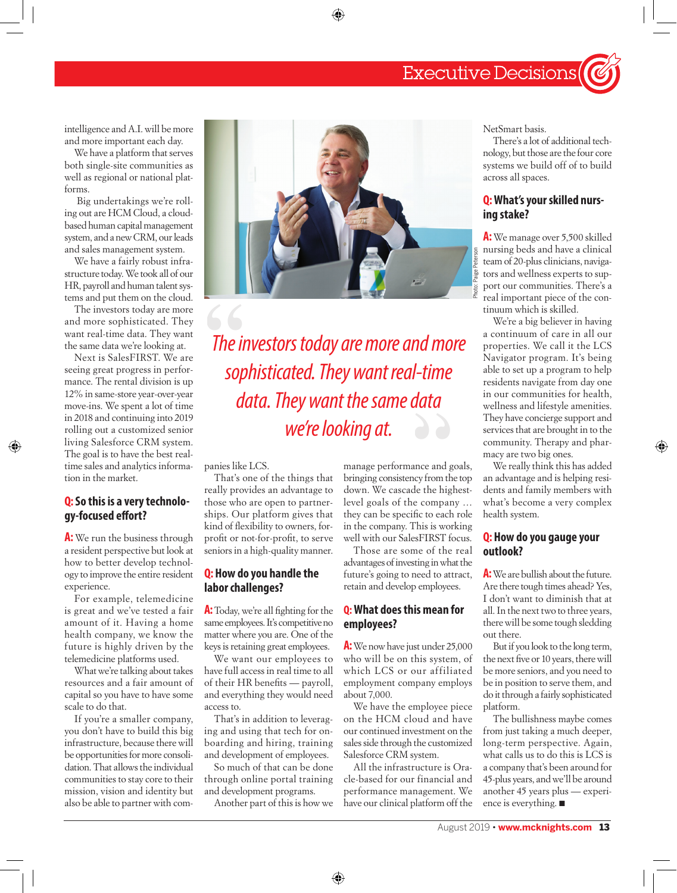intelligence and A.I. will be more and more important each day.

We have a platform that serves both single-site communities as well as regional or national platforms.

Big undertakings we're rolling out are HCM Cloud, a cloud-based human capital management system, and a new CRM, our leads and sales management system.

We have a fairly robust infrastructure today. We took all of our HR, payroll and human talent systems and put them on the cloud.

The investors today are more and more sophisticated. They want real-time data. They want the same data we're looking at.

Next is SalesFIRST. We are seeing great progress in performance. The rental division is up 12% in same-store year-over-year move-ins. We spent a lot of time in 2018 and continuing into 2019 rolling out a customized senior living Salesforce CRM system. The goal is to have the best real-time sales and analytics information in the market.

**Q: So this is a very technology-focused effort?**

**A:** We run the business through a resident perspective but look at how to better develop technology to improve the entire resident experience.

For example, telemedicine is great and we've tested a fair amount of it. Having a home health company, we know the future is highly driven by the telemedicine platforms used.

What we're talking about takes resources and a fair amount of capital so you have to have some scale to do that.

If you're a smaller company, you don't have to build this big infrastructure, because there will be opportunities for more consolidation. That allows the individual communities to stay core to their mission, vision and identity but also be able to partner with companies like LCS.

Photo: Paige Peterson

> *The investors today are more and more sophisticated. They want real-time data. They want the same data we're looking at.*

That's one of the things that really provides an advantage to those who are open to partnerships. Our platform gives that kind of flexibility to owners, for-profit or not-for-profit, to serve seniors in a high-quality manner.

**Q: How do you handle the labor challenges?**

**A:** Today, we're all fighting for the same employees. It's competitive no matter where you are. One of the keys is retaining great employees.

We want our employees to have full access in real time to all of their HR benefits — payroll, and everything they would need access to.

That's in addition to leveraging and using that tech for onboarding and hiring, training and development of employees.

So much of that can be done through online portal training and development programs.

Another part of this is how we manage performance and goals, bringing consistency from the top down. We cascade the highest-level goals of the company … they can be specific to each role in the company. This is working well with our SalesFIRST focus.

Those are some of the real advantages of investing in what the future's going to need to attract, retain and develop employees.

**Q: What does this mean for employees?**

**A:** We now have just under 25,000 who will be on this system, of which LCS or our affiliated employment company employs about 7,000.

We have the employee piece on the HCM cloud and have our continued investment on the sales side through the customized Salesforce CRM system.

All the infrastructure is Oracle-based for our financial and performance management. We have our clinical platform off the NetSmart basis.

There's a lot of additional technology, but those are the four core systems we build off of to build across all spaces.

**Q: What's your skilled nursing stake?**

**A:** We manage over 5,500 skilled nursing beds and have a clinical team of 20-plus clinicians, navigators and wellness experts to support our communities. There's a real important piece of the continuum which is skilled.

We're a big believer in having a continuum of care in all our properties. We call it the LCS Navigator program. It's being able to set up a program to help residents navigate from day one in our communities for health, wellness and lifestyle amenities. They have concierge support and services that are brought in to the community. Therapy and pharmacy are two big ones.

We really think this has added an advantage and is helping residents and family members with what's become a very complex health system.

**Q: How do you gauge your outlook?**

**A:** We are bullish about the future. Are there tough times ahead? Yes, I don't want to diminish that at all. In the next two to three years, there will be some tough sledding out there.

But if you look to the long term, the next five or 10 years, there will be more seniors, and you need to be in position to serve them, and do it through a fairly sophisticated platform.

The bullishness maybe comes from just taking a much deeper, long-term perspective. Again, what calls us to do this is LCS is a company that's been around for 45-plus years, and we'll be around another 45 years plus — experience is everything. ■